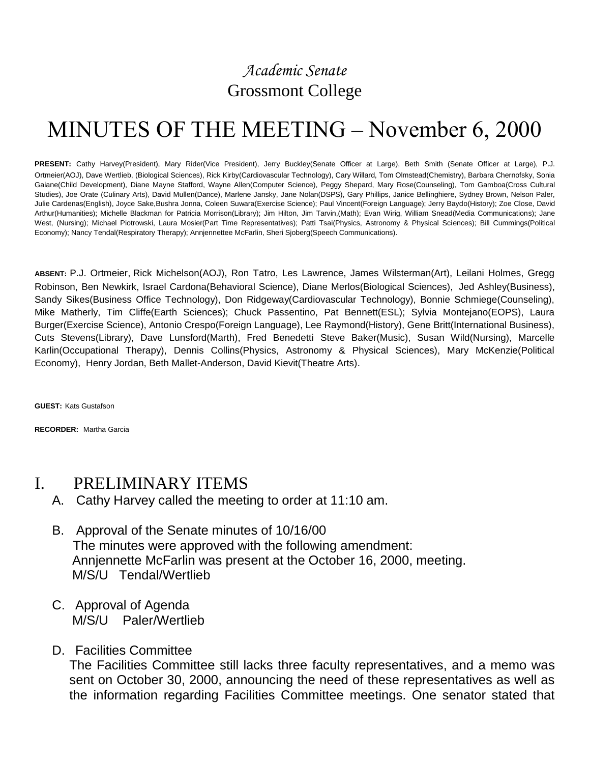*Academic Senate*

Grossmont College

# MINUTES OF THE MEETING – November 6, 2000

**PRESENT:** Cathy Harvey(President), Mary Rider(Vice President), Jerry Buckley(Senate Officer at Large), Beth Smith (Senate Officer at Large), P.J. Ortmeier(AOJ), Dave Wertlieb, (Biological Sciences), Rick Kirby(Cardiovascular Technology), Cary Willard, Tom Olmstead(Chemistry), Barbara Chernofsky, Sonia Gaiane(Child Development), Diane Mayne Stafford, Wayne Allen(Computer Science), Peggy Shepard, Mary Rose(Counseling), Tom Gamboa(Cross Cultural Studies), Joe Orate (Culinary Arts), David Mullen(Dance), Marlene Jansky, Jane Nolan(DSPS), Gary Phillips, Janice Bellinghiere, Sydney Brown, Nelson Paler, Julie Cardenas(English), Joyce Sake,Bushra Jonna, Coleen Suwara(Exercise Science); Paul Vincent(Foreign Language); Jerry Baydo(History); Zoe Close, David Arthur(Humanities); Michelle Blackman for Patricia Morrison(Library); Jim Hilton, Jim Tarvin,(Math); Evan Wirig, William Snead(Media Communications); Jane West, (Nursing); Michael Piotrowski, Laura Mosier(Part Time Representatives); Patti Tsai(Physics, Astronomy & Physical Sciences); Bill Cummings(Political Economy); Nancy Tendal(Respiratory Therapy); Annjennettee McFarlin, Sheri Sjoberg(Speech Communications).

**ABSENT:** P.J. Ortmeier, Rick Michelson(AOJ), Ron Tatro, Les Lawrence, James Wilsterman(Art), Leilani Holmes, Gregg Robinson, Ben Newkirk, Israel Cardona(Behavioral Science), Diane Merlos(Biological Sciences), Jed Ashley(Business), Sandy Sikes(Business Office Technology), Don Ridgeway(Cardiovascular Technology), Bonnie Schmiege(Counseling), Mike Matherly, Tim Cliffe(Earth Sciences); Chuck Passentino, Pat Bennett(ESL); Sylvia Montejano(EOPS), Laura Burger(Exercise Science), Antonio Crespo(Foreign Language), Lee Raymond(History), Gene Britt(International Business), Cuts Stevens(Library), Dave Lunsford(Marth), Fred Benedetti Steve Baker(Music), Susan Wild(Nursing), Marcelle Karlin(Occupational Therapy), Dennis Collins(Physics, Astronomy & Physical Sciences), Mary McKenzie(Political Economy), Henry Jordan, Beth Mallet-Anderson, David Kievit(Theatre Arts).

**GUEST:** Kats Gustafson

**RECORDER:** Martha Garcia

## I. PRELIMINARY ITEMS

A. Cathy Harvey called the meeting to order at 11:10 am.

B. Approval of the Senate minutes of 10/16/00
The minutes were approved with the following amendment:
Annjennette McFarlin was present at the October 16, 2000, meeting.
M/S/U Tendal/Wertlieb

C. Approval of Agenda
M/S/U Paler/Wertlieb

D. Facilities Committee
The Facilities Committee still lacks three faculty representatives, and a memo was sent on October 30, 2000, announcing the need of these representatives as well as the information regarding Facilities Committee meetings. One senator stated that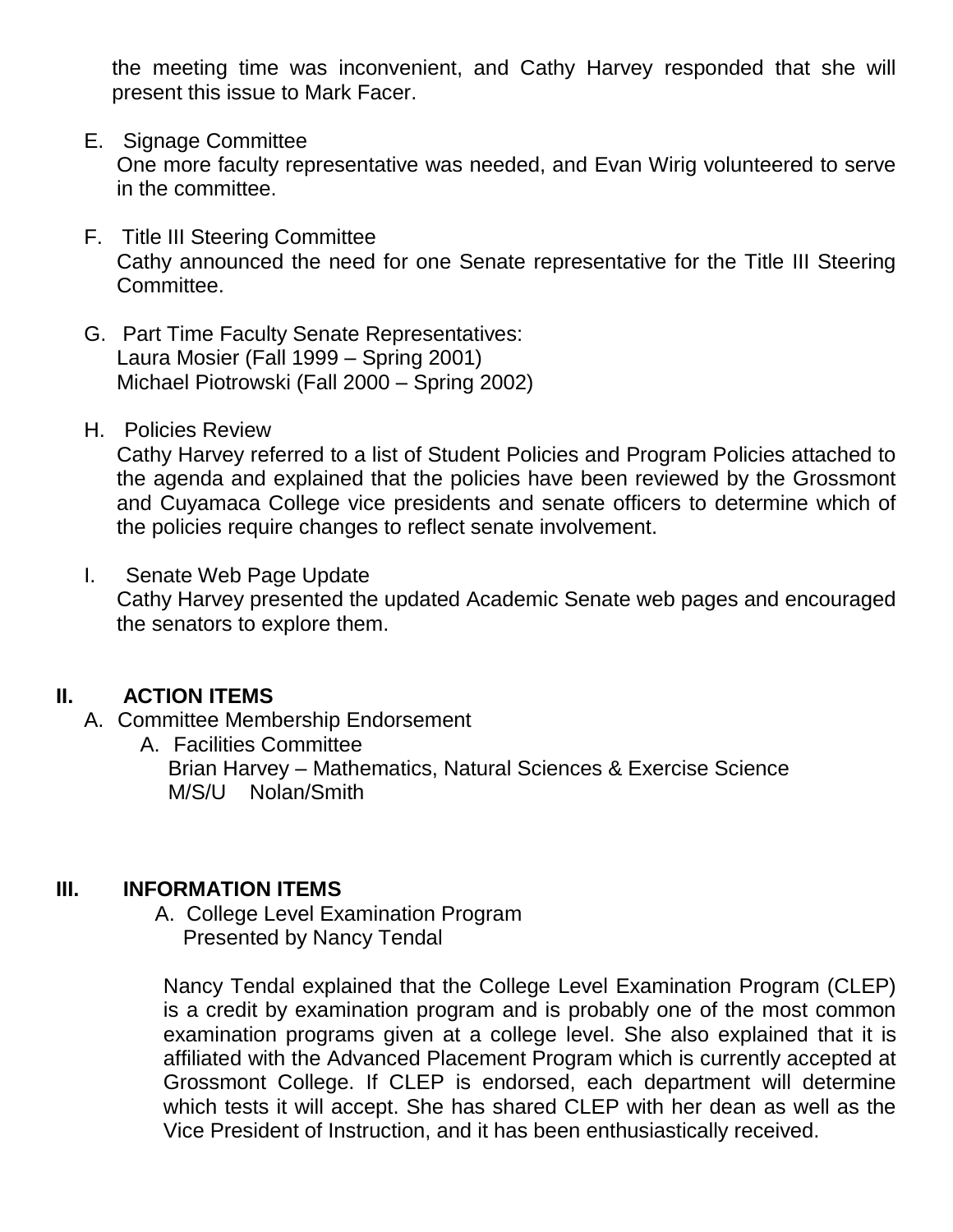the meeting time was inconvenient, and Cathy Harvey responded that she will present this issue to Mark Facer.

E. Signage Committee
One more faculty representative was needed, and Evan Wirig volunteered to serve in the committee.

F. Title III Steering Committee
Cathy announced the need for one Senate representative for the Title III Steering Committee.

G. Part Time Faculty Senate Representatives:
Laura Mosier (Fall 1999 – Spring 2001)
Michael Piotrowski (Fall 2000 – Spring 2002)

H. Policies Review
Cathy Harvey referred to a list of Student Policies and Program Policies attached to the agenda and explained that the policies have been reviewed by the Grossmont and Cuyamaca College vice presidents and senate officers to determine which of the policies require changes to reflect senate involvement.

I. Senate Web Page Update
Cathy Harvey presented the updated Academic Senate web pages and encouraged the senators to explore them.

## II. ACTION ITEMS

A. Committee Membership Endorsement

A. Facilities Committee
Brian Harvey – Mathematics, Natural Sciences & Exercise Science
M/S/U Nolan/Smith

## III. INFORMATION ITEMS

A. College Level Examination Program
Presented by Nancy Tendal

Nancy Tendal explained that the College Level Examination Program (CLEP) is a credit by examination program and is probably one of the most common examination programs given at a college level. She also explained that it is affiliated with the Advanced Placement Program which is currently accepted at Grossmont College. If CLEP is endorsed, each department will determine which tests it will accept. She has shared CLEP with her dean as well as the Vice President of Instruction, and it has been enthusiastically received.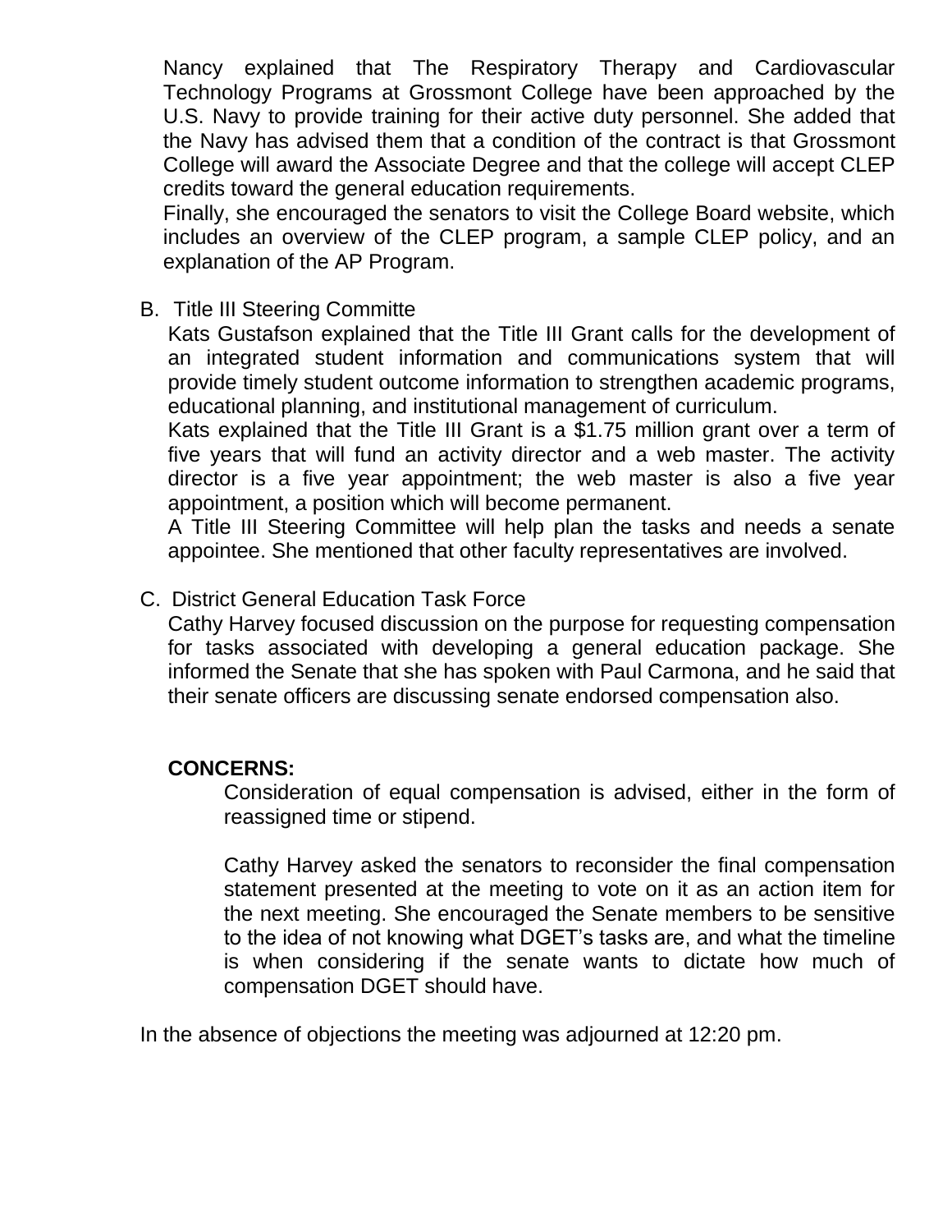Nancy explained that The Respiratory Therapy and Cardiovascular Technology Programs at Grossmont College have been approached by the U.S. Navy to provide training for their active duty personnel. She added that the Navy has advised them that a condition of the contract is that Grossmont College will award the Associate Degree and that the college will accept CLEP credits toward the general education requirements.

Finally, she encouraged the senators to visit the College Board website, which includes an overview of the CLEP program, a sample CLEP policy, and an explanation of the AP Program.

B. Title III Steering Committe

Kats Gustafson explained that the Title III Grant calls for the development of an integrated student information and communications system that will provide timely student outcome information to strengthen academic programs, educational planning, and institutional management of curriculum.

Kats explained that the Title III Grant is a $1.75 million grant over a term of five years that will fund an activity director and a web master. The activity director is a five year appointment; the web master is also a five year appointment, a position which will become permanent.

A Title III Steering Committee will help plan the tasks and needs a senate appointee. She mentioned that other faculty representatives are involved.

C. District General Education Task Force

Cathy Harvey focused discussion on the purpose for requesting compensation for tasks associated with developing a general education package. She informed the Senate that she has spoken with Paul Carmona, and he said that their senate officers are discussing senate endorsed compensation also.

**CONCERNS:**

Consideration of equal compensation is advised, either in the form of reassigned time or stipend.

Cathy Harvey asked the senators to reconsider the final compensation statement presented at the meeting to vote on it as an action item for the next meeting. She encouraged the Senate members to be sensitive to the idea of not knowing what DGET's tasks are, and what the timeline is when considering if the senate wants to dictate how much of compensation DGET should have.

In the absence of objections the meeting was adjourned at 12:20 pm.